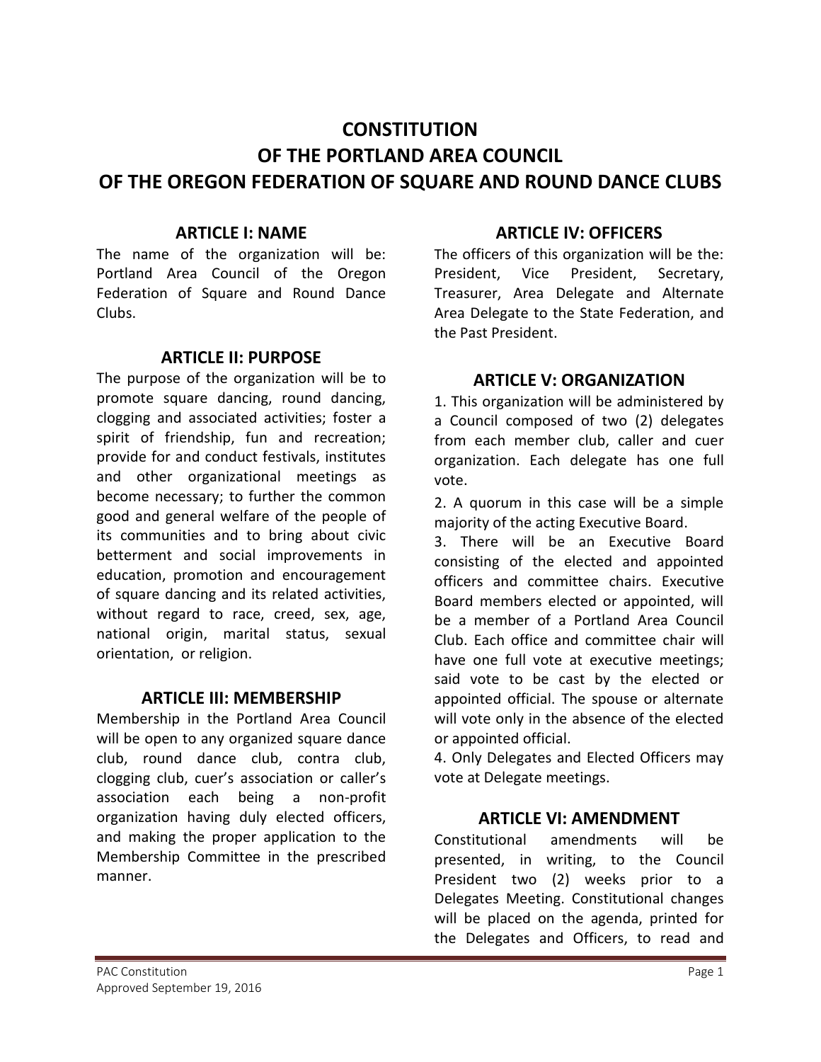# CONSTITUTION
# OF THE PORTLAND AREA COUNCIL
# OF THE OREGON FEDERATION OF SQUARE AND ROUND DANCE CLUBS

## ARTICLE I: NAME

The name of the organization will be: Portland Area Council of the Oregon Federation of Square and Round Dance Clubs.

## ARTICLE II: PURPOSE

The purpose of the organization will be to promote square dancing, round dancing, clogging and associated activities; foster a spirit of friendship, fun and recreation; provide for and conduct festivals, institutes and other organizational meetings as become necessary; to further the common good and general welfare of the people of its communities and to bring about civic betterment and social improvements in education, promotion and encouragement of square dancing and its related activities, without regard to race, creed, sex, age, national origin, marital status, sexual orientation, or religion.

## ARTICLE III: MEMBERSHIP

Membership in the Portland Area Council will be open to any organized square dance club, round dance club, contra club, clogging club, cuer's association or caller's association each being a non-profit organization having duly elected officers, and making the proper application to the Membership Committee in the prescribed manner.

## ARTICLE IV: OFFICERS

The officers of this organization will be the: President, Vice President, Secretary, Treasurer, Area Delegate and Alternate Area Delegate to the State Federation, and the Past President.

## ARTICLE V: ORGANIZATION

1. This organization will be administered by a Council composed of two (2) delegates from each member club, caller and cuer organization. Each delegate has one full vote.

2. A quorum in this case will be a simple majority of the acting Executive Board.

3. There will be an Executive Board consisting of the elected and appointed officers and committee chairs. Executive Board members elected or appointed, will be a member of a Portland Area Council Club. Each office and committee chair will have one full vote at executive meetings; said vote to be cast by the elected or appointed official. The spouse or alternate will vote only in the absence of the elected or appointed official.

4. Only Delegates and Elected Officers may vote at Delegate meetings.

## ARTICLE VI: AMENDMENT

Constitutional amendments will be presented, in writing, to the Council President two (2) weeks prior to a Delegates Meeting. Constitutional changes will be placed on the agenda, printed for the Delegates and Officers, to read and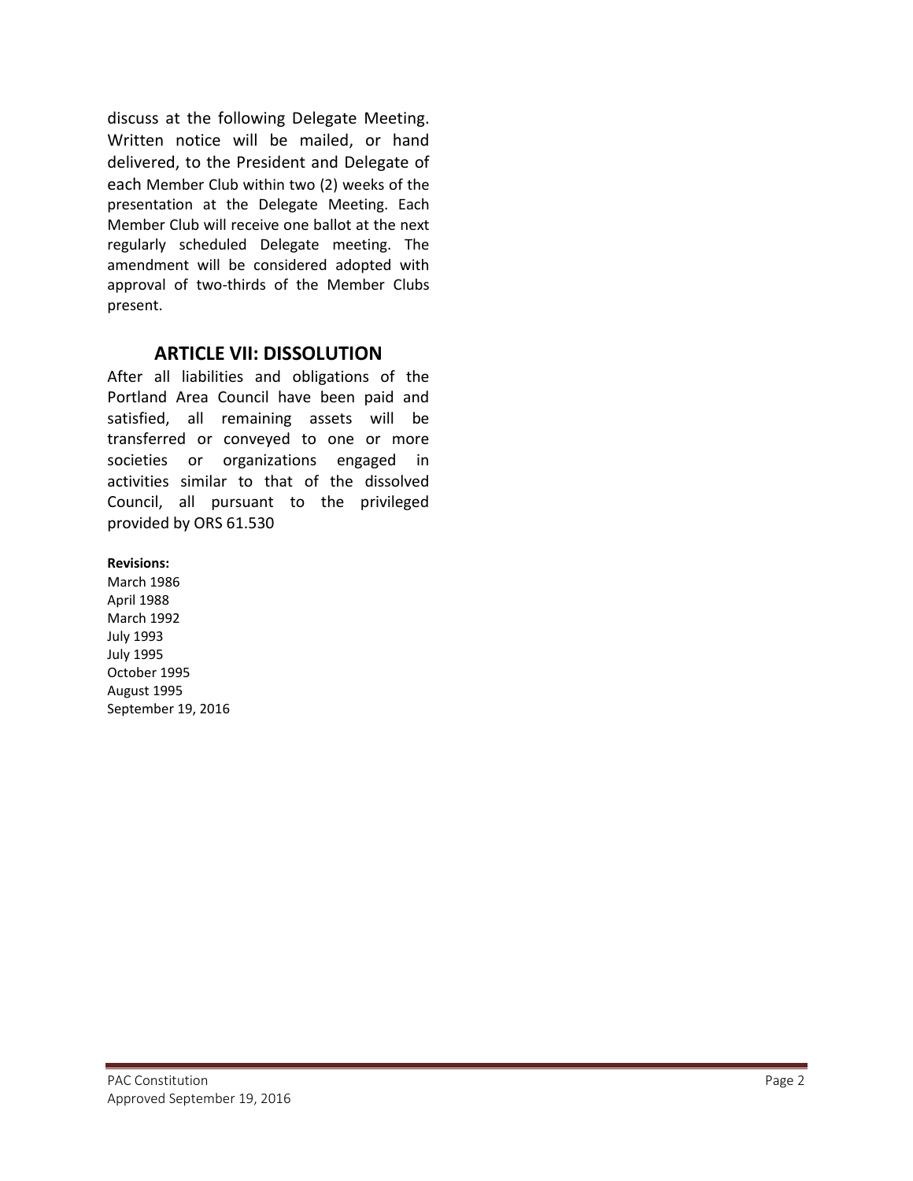discuss at the following Delegate Meeting. Written notice will be mailed, or hand delivered, to the President and Delegate of each Member Club within two (2) weeks of the presentation at the Delegate Meeting. Each Member Club will receive one ballot at the next regularly scheduled Delegate meeting. The amendment will be considered adopted with approval of two-thirds of the Member Clubs present.

## ARTICLE VII: DISSOLUTION

After all liabilities and obligations of the Portland Area Council have been paid and satisfied, all remaining assets will be transferred or conveyed to one or more societies or organizations engaged in activities similar to that of the dissolved Council, all pursuant to the privileged provided by ORS 61.530

**Revisions:**

March 1986
April 1988
March 1992
July 1993
July 1995
October 1995
August 1995
September 19, 2016